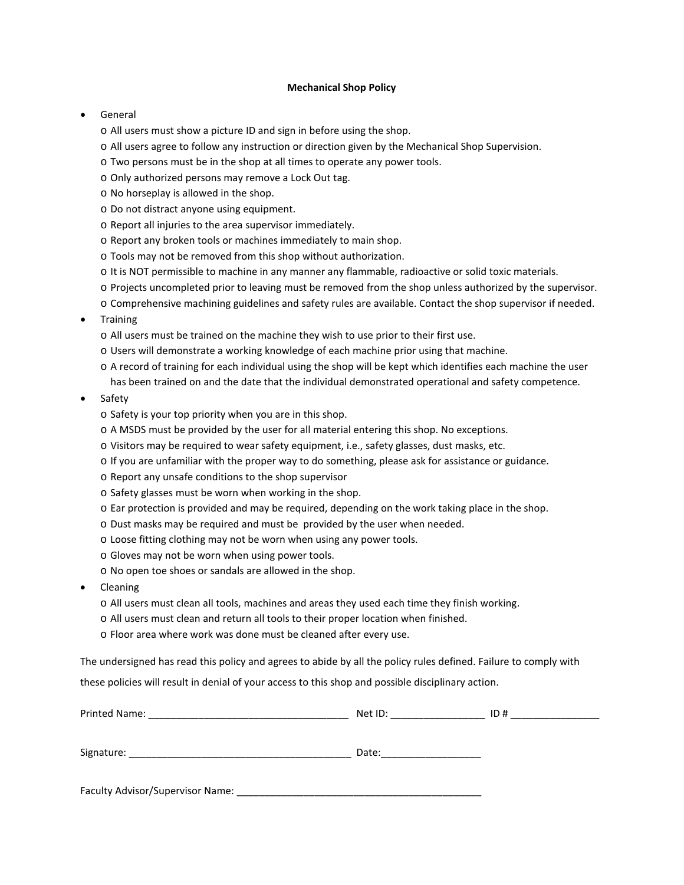**Mechanical Shop Policy**

- General
  - All users must show a picture ID and sign in before using the shop.
  - All users agree to follow any instruction or direction given by the Mechanical Shop Supervision.
  - Two persons must be in the shop at all times to operate any power tools.
  - Only authorized persons may remove a Lock Out tag.
  - No horseplay is allowed in the shop.
  - Do not distract anyone using equipment.
  - Report all injuries to the area supervisor immediately.
  - Report any broken tools or machines immediately to main shop.
  - Tools may not be removed from this shop without authorization.
  - It is NOT permissible to machine in any manner any flammable, radioactive or solid toxic materials.
  - Projects uncompleted prior to leaving must be removed from the shop unless authorized by the supervisor.
  - Comprehensive machining guidelines and safety rules are available. Contact the shop supervisor if needed.
- Training
  - All users must be trained on the machine they wish to use prior to their first use.
  - Users will demonstrate a working knowledge of each machine prior using that machine.
  - A record of training for each individual using the shop will be kept which identifies each machine the user has been trained on and the date that the individual demonstrated operational and safety competence.
- Safety
  - Safety is your top priority when you are in this shop.
  - A MSDS must be provided by the user for all material entering this shop. No exceptions.
  - Visitors may be required to wear safety equipment, i.e., safety glasses, dust masks, etc.
  - If you are unfamiliar with the proper way to do something, please ask for assistance or guidance.
  - Report any unsafe conditions to the shop supervisor
  - Safety glasses must be worn when working in the shop.
  - Ear protection is provided and may be required, depending on the work taking place in the shop.
  - Dust masks may be required and must be provided by the user when needed.
  - Loose fitting clothing may not be worn when using any power tools.
  - Gloves may not be worn when using power tools.
  - No open toe shoes or sandals are allowed in the shop.
- Cleaning
  - All users must clean all tools, machines and areas they used each time they finish working.
  - All users must clean and return all tools to their proper location when finished.
  - Floor area where work was done must be cleaned after every use.

The undersigned has read this policy and agrees to abide by all the policy rules defined. Failure to comply with these policies will result in denial of your access to this shop and possible disciplinary action.

Printed Name: ____________________________________ Net ID: _________________ ID # ________________

Signature: ________________________________________ Date:__________________

Faculty Advisor/Supervisor Name: ______________________________________________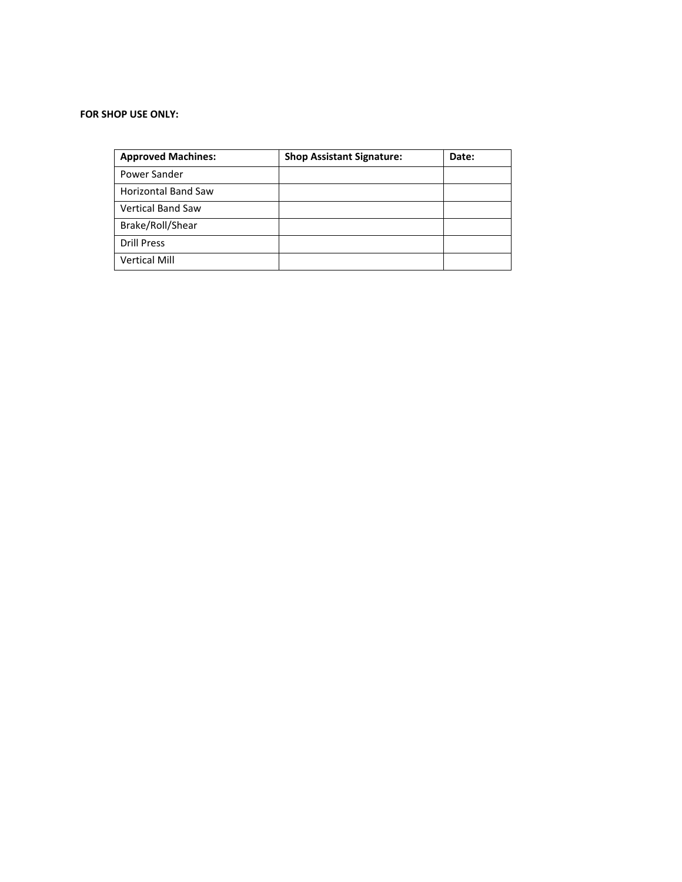**FOR SHOP USE ONLY:**

| Approved Machines: | Shop Assistant Signature: | Date: |
|---|---|---|
| Power Sander | | |
| Horizontal Band Saw | | |
| Vertical Band Saw | | |
| Brake/Roll/Shear | | |
| Drill Press | | |
| Vertical Mill | | |